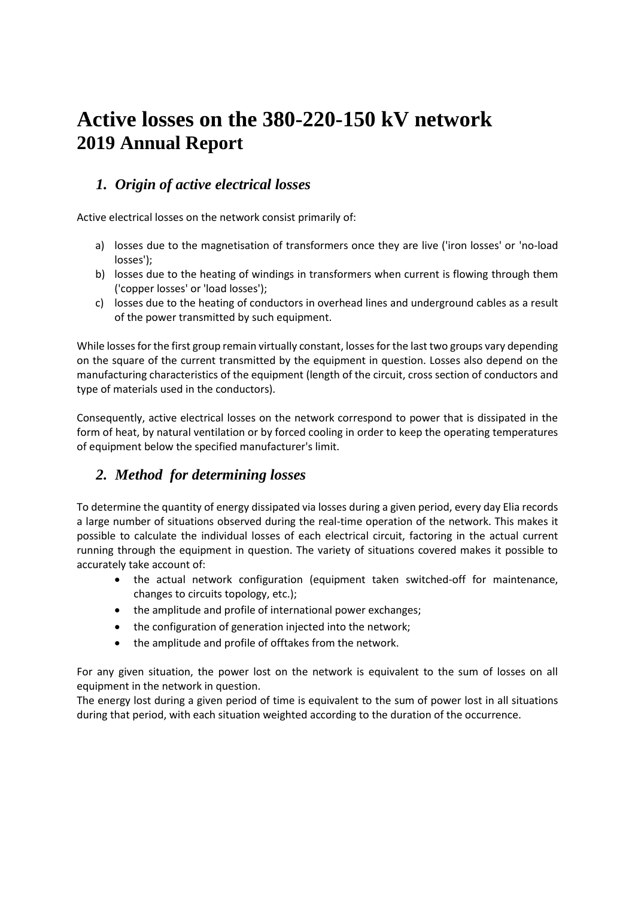# Active losses on the 380-220-150 kV network
## 2019 Annual Report

### *1. Origin of active electrical losses*

Active electrical losses on the network consist primarily of:

a) losses due to the magnetisation of transformers once they are live ('iron losses' or 'no-load losses');
b) losses due to the heating of windings in transformers when current is flowing through them ('copper losses' or 'load losses');
c) losses due to the heating of conductors in overhead lines and underground cables as a result of the power transmitted by such equipment.

While losses for the first group remain virtually constant, losses for the last two groups vary depending on the square of the current transmitted by the equipment in question. Losses also depend on the manufacturing characteristics of the equipment (length of the circuit, cross section of conductors and type of materials used in the conductors).

Consequently, active electrical losses on the network correspond to power that is dissipated in the form of heat, by natural ventilation or by forced cooling in order to keep the operating temperatures of equipment below the specified manufacturer's limit.

### *2. Method for determining losses*

To determine the quantity of energy dissipated via losses during a given period, every day Elia records a large number of situations observed during the real-time operation of the network. This makes it possible to calculate the individual losses of each electrical circuit, factoring in the actual current running through the equipment in question. The variety of situations covered makes it possible to accurately take account of:

- the actual network configuration (equipment taken switched-off for maintenance, changes to circuits topology, etc.);
- the amplitude and profile of international power exchanges;
- the configuration of generation injected into the network;
- the amplitude and profile of offtakes from the network.

For any given situation, the power lost on the network is equivalent to the sum of losses on all equipment in the network in question.
The energy lost during a given period of time is equivalent to the sum of power lost in all situations during that period, with each situation weighted according to the duration of the occurrence.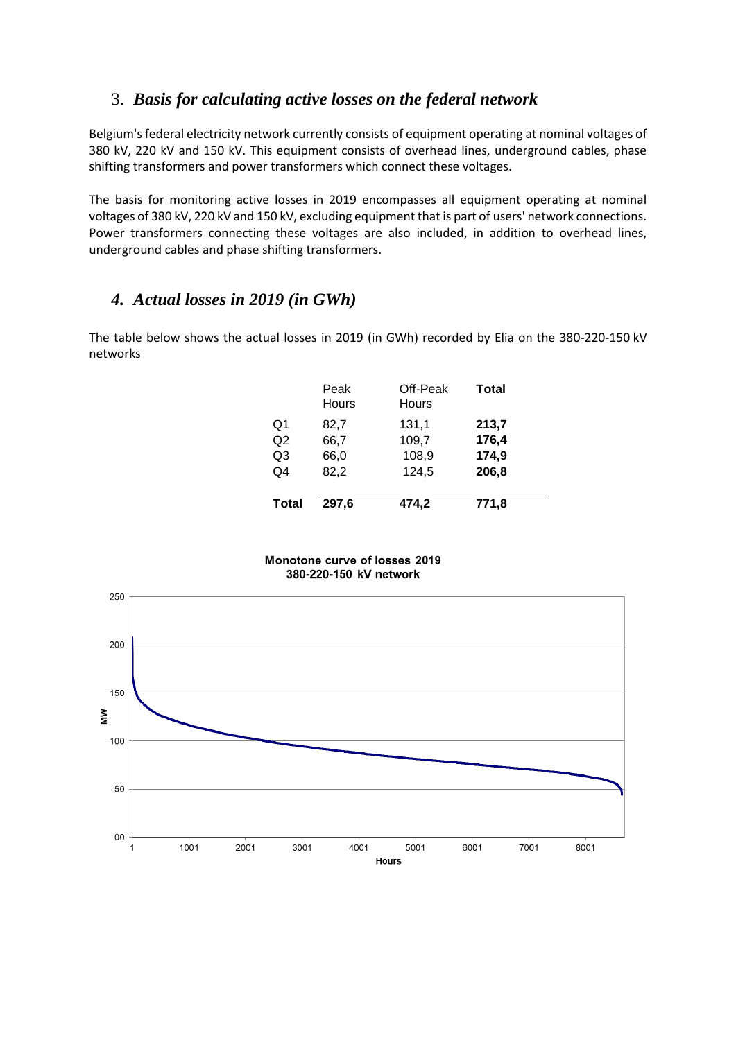## 3. *Basis for calculating active losses on the federal network*

Belgium's federal electricity network currently consists of equipment operating at nominal voltages of 380 kV, 220 kV and 150 kV. This equipment consists of overhead lines, underground cables, phase shifting transformers and power transformers which connect these voltages.

The basis for monitoring active losses in 2019 encompasses all equipment operating at nominal voltages of 380 kV, 220 kV and 150 kV, excluding equipment that is part of users' network connections. Power transformers connecting these voltages are also included, in addition to overhead lines, underground cables and phase shifting transformers.

## *4. Actual losses in 2019 (in GWh)*

The table below shows the actual losses in 2019 (in GWh) recorded by Elia on the 380-220-150 kV networks

| | Peak Hours | Off-Peak Hours | **Total** |
|---|---|---|---|
| Q1 | 82,7 | 131,1 | **213,7** |
| Q2 | 66,7 | 109,7 | **176,4** |
| Q3 | 66,0 | 108,9 | **174,9** |
| Q4 | 82,2 | 124,5 | **206,8** |
| **Total** | **297,6** | **474,2** | **771,8** |

**Monotone curve of losses 2019**
**380-220-150 kV network**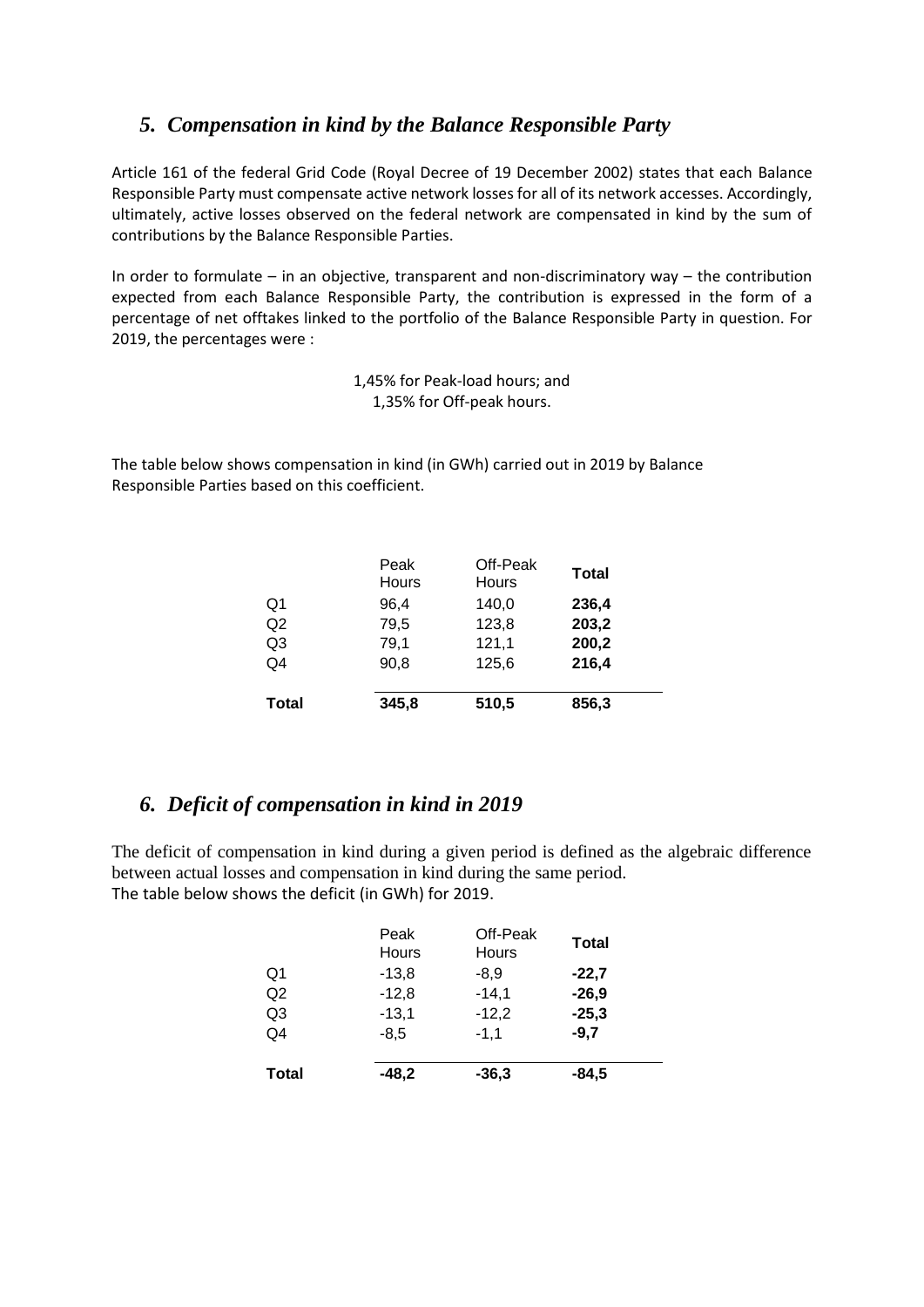## *5. Compensation in kind by the Balance Responsible Party*

Article 161 of the federal Grid Code (Royal Decree of 19 December 2002) states that each Balance Responsible Party must compensate active network losses for all of its network accesses. Accordingly, ultimately, active losses observed on the federal network are compensated in kind by the sum of contributions by the Balance Responsible Parties.

In order to formulate – in an objective, transparent and non-discriminatory way – the contribution expected from each Balance Responsible Party, the contribution is expressed in the form of a percentage of net offtakes linked to the portfolio of the Balance Responsible Party in question. For 2019, the percentages were :

1,45% for Peak-load hours; and
1,35% for Off-peak hours.

The table below shows compensation in kind (in GWh) carried out in 2019 by Balance Responsible Parties based on this coefficient.

| | Peak Hours | Off-Peak Hours | **Total** |
|---|---|---|---|
| Q1 | 96,4 | 140,0 | **236,4** |
| Q2 | 79,5 | 123,8 | **203,2** |
| Q3 | 79,1 | 121,1 | **200,2** |
| Q4 | 90,8 | 125,6 | **216,4** |
| **Total** | **345,8** | **510,5** | **856,3** |

## *6. Deficit of compensation in kind in 2019*

The deficit of compensation in kind during a given period is defined as the algebraic difference between actual losses and compensation in kind during the same period.
The table below shows the deficit (in GWh) for 2019.

| | Peak Hours | Off-Peak Hours | **Total** |
|---|---|---|---|
| Q1 | -13,8 | -8,9 | **-22,7** |
| Q2 | -12,8 | -14,1 | **-26,9** |
| Q3 | -13,1 | -12,2 | **-25,3** |
| Q4 | -8,5 | -1,1 | **-9,7** |
| **Total** | **-48,2** | **-36,3** | **-84,5** |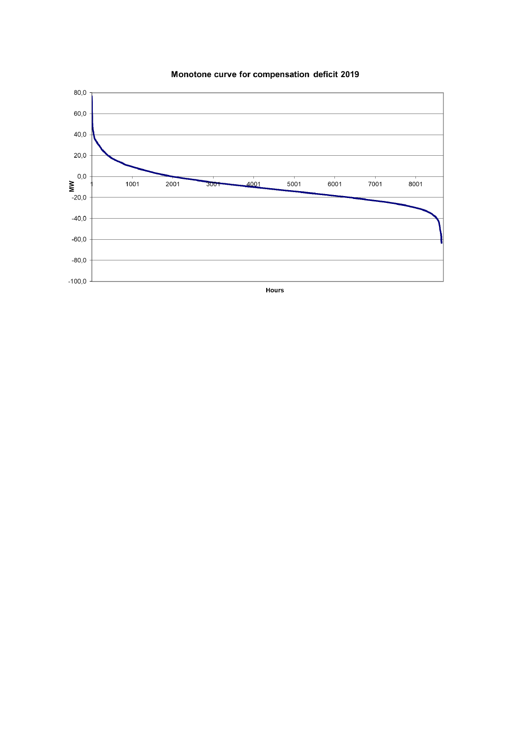**Monotone curve for compensation deficit 2019**

80,0
60,0
40,0
20,0
0,0
-20,0
-40,0
-60,0
-80,0
-100,0

MW

1
1001
2001
3001
4001
5001
6001
7001
8001

Hours